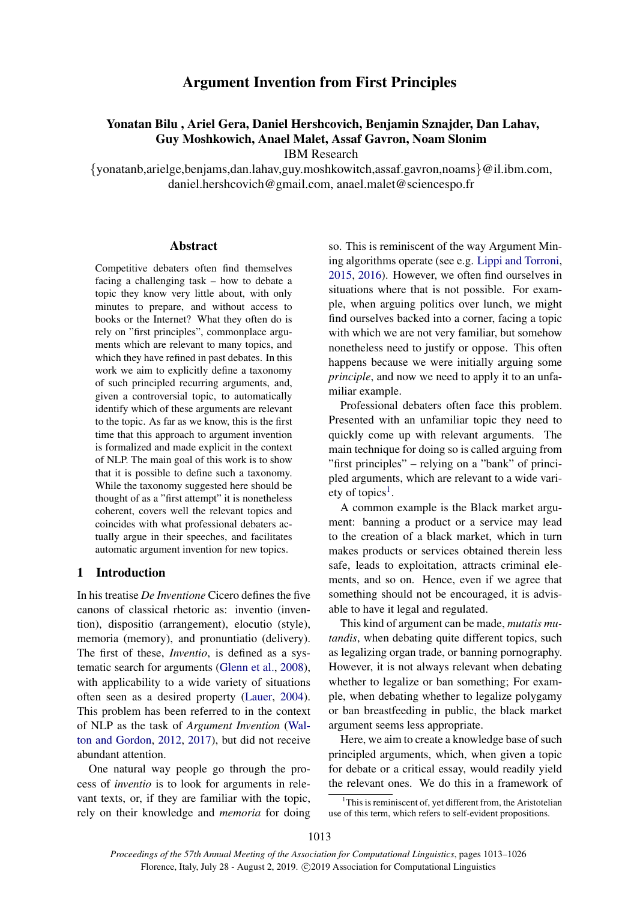# Argument Invention from First Principles

**Yonatan Bilu , Ariel Gera, Daniel Hershcovich, Benjamin Sznajder, Dan Lahav, Guy Moshkowich, Anael Malet, Assaf Gavron, Noam Slonim**

IBM Research

{yonatanb,arielge,benjams,dan.lahav,guy.moshkowitch,assaf.gavron,noams}@il.ibm.com, daniel.hershcovich@gmail.com, anael.malet@sciencespo.fr

## Abstract

Competitive debaters often find themselves facing a challenging task – how to debate a topic they know very little about, with only minutes to prepare, and without access to books or the Internet? What they often do is rely on "first principles", commonplace arguments which are relevant to many topics, and which they have refined in past debates. In this work we aim to explicitly define a taxonomy of such principled recurring arguments, and, given a controversial topic, to automatically identify which of these arguments are relevant to the topic. As far as we know, this is the first time that this approach to argument invention is formalized and made explicit in the context of NLP. The main goal of this work is to show that it is possible to define such a taxonomy. While the taxonomy suggested here should be thought of as a "first attempt" it is nonetheless coherent, covers well the relevant topics and coincides with what professional debaters actually argue in their speeches, and facilitates automatic argument invention for new topics.

## 1 Introduction

In his treatise *De Inventione* Cicero defines the five canons of classical rhetoric as: inventio (invention), dispositio (arrangement), elocutio (style), memoria (memory), and pronuntiatio (delivery). The first of these, *Inventio*, is defined as a systematic search for arguments (Glenn et al., 2008), with applicability to a wide variety of situations often seen as a desired property (Lauer, 2004). This problem has been referred to in the context of NLP as the task of *Argument Invention* (Walton and Gordon, 2012, 2017), but did not receive abundant attention.

One natural way people go through the process of *inventio* is to look for arguments in relevant texts, or, if they are familiar with the topic, rely on their knowledge and *memoria* for doing so. This is reminiscent of the way Argument Mining algorithms operate (see e.g. Lippi and Torroni, 2015, 2016). However, we often find ourselves in situations where that is not possible. For example, when arguing politics over lunch, we might find ourselves backed into a corner, facing a topic with which we are not very familiar, but somehow nonetheless need to justify or oppose. This often happens because we were initially arguing some *principle*, and now we need to apply it to an unfamiliar example.

Professional debaters often face this problem. Presented with an unfamiliar topic they need to quickly come up with relevant arguments. The main technique for doing so is called arguing from "first principles" – relying on a "bank" of principled arguments, which are relevant to a wide variety of topics[1].

A common example is the Black market argument: banning a product or a service may lead to the creation of a black market, which in turn makes products or services obtained therein less safe, leads to exploitation, attracts criminal elements, and so on. Hence, even if we agree that something should not be encouraged, it is advisable to have it legal and regulated.

This kind of argument can be made, *mutatis mutandis*, when debating quite different topics, such as legalizing organ trade, or banning pornography. However, it is not always relevant when debating whether to legalize or ban something; For example, when debating whether to legalize polygamy or ban breastfeeding in public, the black market argument seems less appropriate.

Here, we aim to create a knowledge base of such principled arguments, which, when given a topic for debate or a critical essay, would readily yield the relevant ones. We do this in a framework of

[1] This is reminiscent of, yet different from, the Aristotelian use of this term, which refers to self-evident propositions.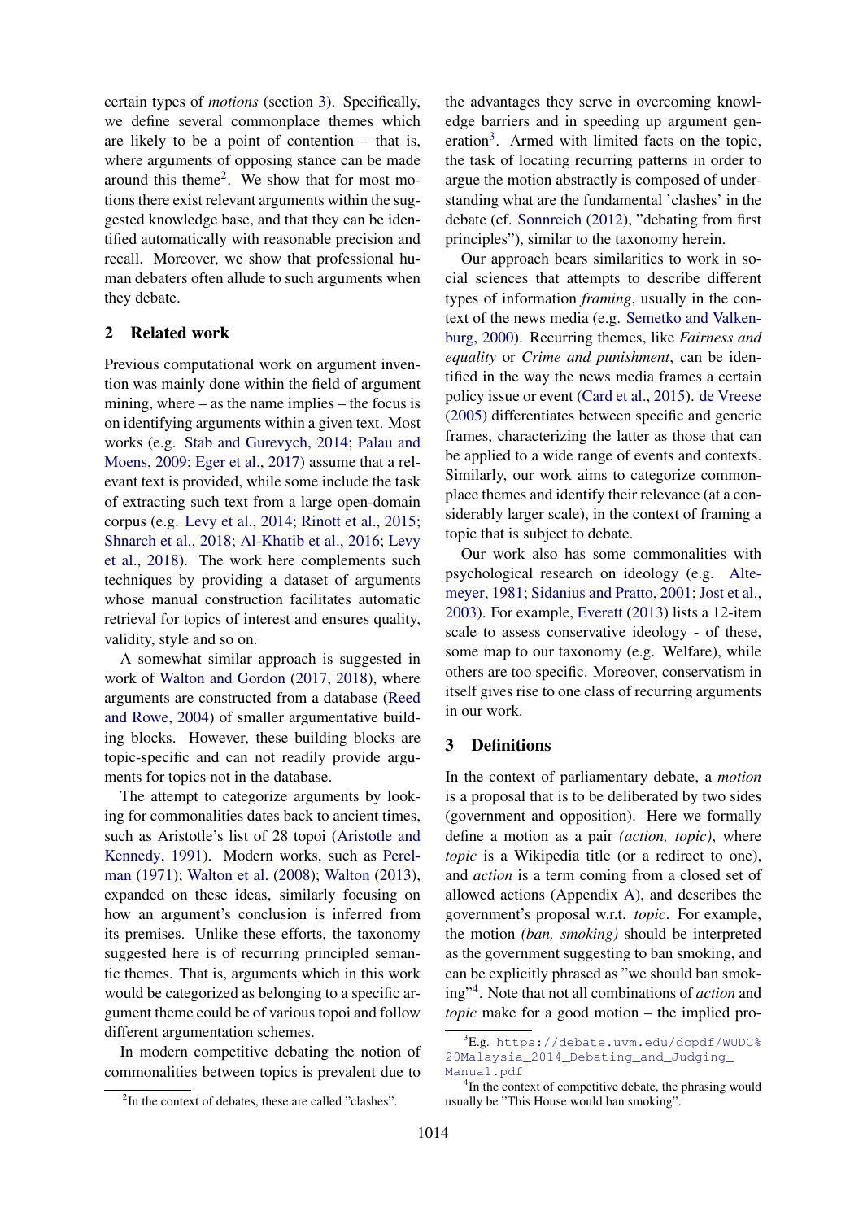certain types of *motions* (section 3). Specifically, we define several commonplace themes which are likely to be a point of contention – that is, where arguments of opposing stance can be made around this theme[2]. We show that for most motions there exist relevant arguments within the suggested knowledge base, and that they can be identified automatically with reasonable precision and recall. Moreover, we show that professional human debaters often allude to such arguments when they debate.

## 2 Related work

Previous computational work on argument invention was mainly done within the field of argument mining, where – as the name implies – the focus is on identifying arguments within a given text. Most works (e.g. Stab and Gurevych, 2014; Palau and Moens, 2009; Eger et al., 2017) assume that a relevant text is provided, while some include the task of extracting such text from a large open-domain corpus (e.g. Levy et al., 2014; Rinott et al., 2015; Shnarch et al., 2018; Al-Khatib et al., 2016; Levy et al., 2018). The work here complements such techniques by providing a dataset of arguments whose manual construction facilitates automatic retrieval for topics of interest and ensures quality, validity, style and so on.

A somewhat similar approach is suggested in work of Walton and Gordon (2017, 2018), where arguments are constructed from a database (Reed and Rowe, 2004) of smaller argumentative building blocks. However, these building blocks are topic-specific and can not readily provide arguments for topics not in the database.

The attempt to categorize arguments by looking for commonalities dates back to ancient times, such as Aristotle's list of 28 topoi (Aristotle and Kennedy, 1991). Modern works, such as Perelman (1971); Walton et al. (2008); Walton (2013), expanded on these ideas, similarly focusing on how an argument's conclusion is inferred from its premises. Unlike these efforts, the taxonomy suggested here is of recurring principled semantic themes. That is, arguments which in this work would be categorized as belonging to a specific argument theme could be of various topoi and follow different argumentation schemes.

In modern competitive debating the notion of commonalities between topics is prevalent due to the advantages they serve in overcoming knowledge barriers and in speeding up argument generation[3]. Armed with limited facts on the topic, the task of locating recurring patterns in order to argue the motion abstractly is composed of understanding what are the fundamental 'clashes' in the debate (cf. Sonnreich (2012), "debating from first principles"), similar to the taxonomy herein.

Our approach bears similarities to work in social sciences that attempts to describe different types of information *framing*, usually in the context of the news media (e.g. Semetko and Valkenburg, 2000). Recurring themes, like *Fairness and equality* or *Crime and punishment*, can be identified in the way the news media frames a certain policy issue or event (Card et al., 2015). de Vreese (2005) differentiates between specific and generic frames, characterizing the latter as those that can be applied to a wide range of events and contexts. Similarly, our work aims to categorize commonplace themes and identify their relevance (at a considerably larger scale), in the context of framing a topic that is subject to debate.

Our work also has some commonalities with psychological research on ideology (e.g. Altemeyer, 1981; Sidanius and Pratto, 2001; Jost et al., 2003). For example, Everett (2013) lists a 12-item scale to assess conservative ideology - of these, some map to our taxonomy (e.g. Welfare), while others are too specific. Moreover, conservatism in itself gives rise to one class of recurring arguments in our work.

## 3 Definitions

In the context of parliamentary debate, a *motion* is a proposal that is to be deliberated by two sides (government and opposition). Here we formally define a motion as a pair *(action, topic)*, where *topic* is a Wikipedia title (or a redirect to one), and *action* is a term coming from a closed set of allowed actions (Appendix A), and describes the government's proposal w.r.t. *topic*. For example, the motion *(ban, smoking)* should be interpreted as the government suggesting to ban smoking, and can be explicitly phrased as "we should ban smoking"[4]. Note that not all combinations of *action* and *topic* make for a good motion – the implied pro-

[2]In the context of debates, these are called "clashes".

[3]E.g. `https://debate.uvm.edu/dcpdf/WUDC%20Malaysia_2014_Debating_and_Judging_Manual.pdf`

[4]In the context of competitive debate, the phrasing would usually be "This House would ban smoking".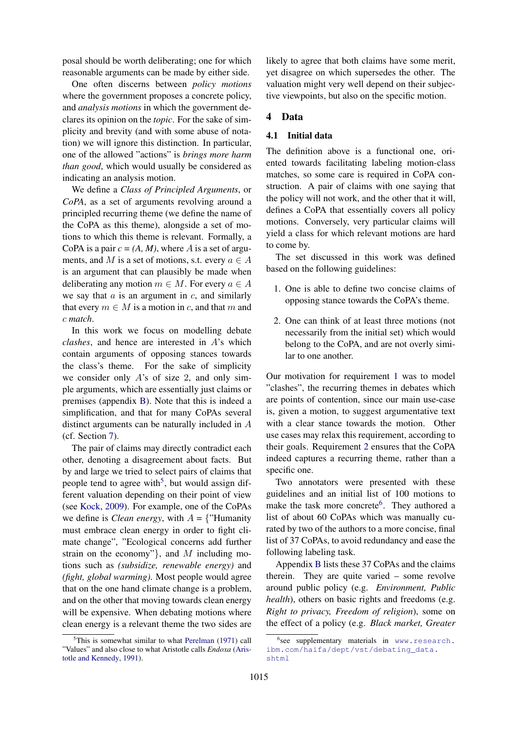posal should be worth deliberating; one for which reasonable arguments can be made by either side.

One often discerns between *policy motions* where the government proposes a concrete policy, and *analysis motions* in which the government declares its opinion on the *topic*. For the sake of simplicity and brevity (and with some abuse of notation) we will ignore this distinction. In particular, one of the allowed "actions" is *brings more harm than good*, which would usually be considered as indicating an analysis motion.

We define a *Class of Principled Arguments*, or *CoPA*, as a set of arguments revolving around a principled recurring theme (we define the name of the CoPA as this theme), alongside a set of motions to which this theme is relevant. Formally, a CoPA is a pair $c = (A, M)$, where $A$ is a set of arguments, and $M$ is a set of motions, s.t. every $a \in A$ is an argument that can plausibly be made when deliberating any motion $m \in M$. For every $a \in A$ we say that $a$ is an argument in $c$, and similarly that every $m \in M$ is a motion in $c$, and that $m$ and $c$ *match*.

In this work we focus on modelling debate *clashes*, and hence are interested in $A$'s which contain arguments of opposing stances towards the class's theme. For the sake of simplicity we consider only $A$'s of size 2, and only simple arguments, which are essentially just claims or premises (appendix B). Note that this is indeed a simplification, and that for many CoPAs several distinct arguments can be naturally included in $A$ (cf. Section 7).

The pair of claims may directly contradict each other, denoting a disagreement about facts. But by and large we tried to select pairs of claims that people tend to agree with[5], but would assign different valuation depending on their point of view (see Kock, 2009). For example, one of the CoPAs we define is *Clean energy*, with $A$ = {"Humanity must embrace clean energy in order to fight climate change", "Ecological concerns add further strain on the economy"}, and $M$ including motions such as *(subsidize, renewable energy)* and *(fight, global warming)*. Most people would agree that on the one hand climate change is a problem, and on the other that moving towards clean energy will be expensive. When debating motions where clean energy is a relevant theme the two sides are likely to agree that both claims have some merit, yet disagree on which supersedes the other. The valuation might very well depend on their subjective viewpoints, but also on the specific motion.

## 4 Data

### 4.1 Initial data

The definition above is a functional one, oriented towards facilitating labeling motion-class matches, so some care is required in CoPA construction. A pair of claims with one saying that the policy will not work, and the other that it will, defines a CoPA that essentially covers all policy motions. Conversely, very particular claims will yield a class for which relevant motions are hard to come by.

The set discussed in this work was defined based on the following guidelines:

1. One is able to define two concise claims of opposing stance towards the CoPA's theme.
2. One can think of at least three motions (not necessarily from the initial set) which would belong to the CoPA, and are not overly similar to one another.

Our motivation for requirement 1 was to model "clashes", the recurring themes in debates which are points of contention, since our main use-case is, given a motion, to suggest argumentative text with a clear stance towards the motion. Other use cases may relax this requirement, according to their goals. Requirement 2 ensures that the CoPA indeed captures a recurring theme, rather than a specific one.

Two annotators were presented with these guidelines and an initial list of 100 motions to make the task more concrete[6]. They authored a list of about 60 CoPAs which was manually curated by two of the authors to a more concise, final list of 37 CoPAs, to avoid redundancy and ease the following labeling task.

Appendix B lists these 37 CoPAs and the claims therein. They are quite varied – some revolve around public policy (e.g. *Environment, Public health*), others on basic rights and freedoms (e.g. *Right to privacy, Freedom of religion*), some on the effect of a policy (e.g. *Black market, Greater*

[5] This is somewhat similar to what Perelman (1971) call "Values" and also close to what Aristotle calls *Endoxa* (Aristotle and Kennedy, 1991).

[6] see supplementary materials in www.research.ibm.com/haifa/dept/vst/debating_data.shtml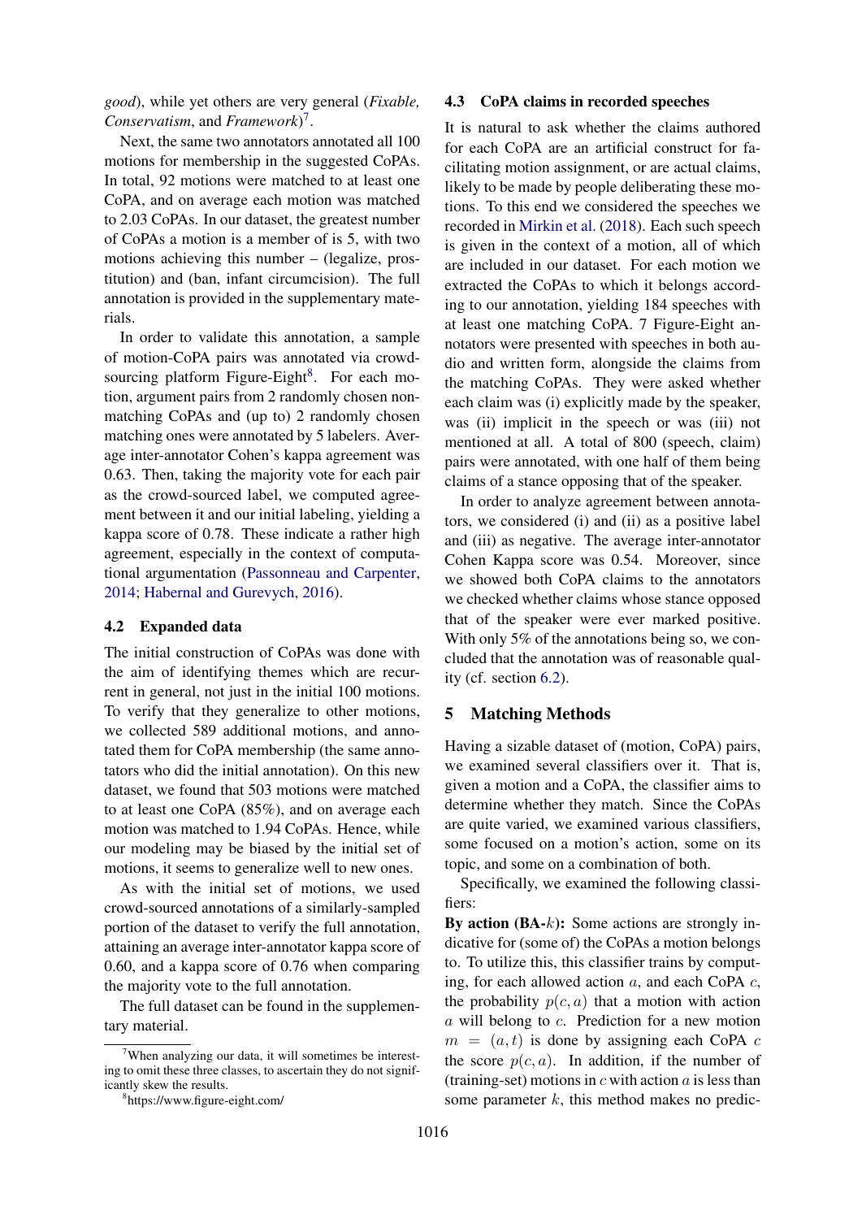*good*), while yet others are very general (*Fixable, Conservatism*, and *Framework*)[7].

Next, the same two annotators annotated all 100 motions for membership in the suggested CoPAs. In total, 92 motions were matched to at least one CoPA, and on average each motion was matched to 2.03 CoPAs. In our dataset, the greatest number of CoPAs a motion is a member of is 5, with two motions achieving this number – (legalize, prostitution) and (ban, infant circumcision). The full annotation is provided in the supplementary materials.

In order to validate this annotation, a sample of motion-CoPA pairs was annotated via crowd-sourcing platform Figure-Eight[8]. For each motion, argument pairs from 2 randomly chosen non-matching CoPAs and (up to) 2 randomly chosen matching ones were annotated by 5 labelers. Average inter-annotator Cohen's kappa agreement was 0.63. Then, taking the majority vote for each pair as the crowd-sourced label, we computed agreement between it and our initial labeling, yielding a kappa score of 0.78. These indicate a rather high agreement, especially in the context of computational argumentation (Passonneau and Carpenter, 2014; Habernal and Gurevych, 2016).

### 4.2 Expanded data

The initial construction of CoPAs was done with the aim of identifying themes which are recurrent in general, not just in the initial 100 motions. To verify that they generalize to other motions, we collected 589 additional motions, and annotated them for CoPA membership (the same annotators who did the initial annotation). On this new dataset, we found that 503 motions were matched to at least one CoPA (85%), and on average each motion was matched to 1.94 CoPAs. Hence, while our modeling may be biased by the initial set of motions, it seems to generalize well to new ones.

As with the initial set of motions, we used crowd-sourced annotations of a similarly-sampled portion of the dataset to verify the full annotation, attaining an average inter-annotator kappa score of 0.60, and a kappa score of 0.76 when comparing the majority vote to the full annotation.

The full dataset can be found in the supplementary material.

[7] When analyzing our data, it will sometimes be interesting to omit these three classes, to ascertain they do not significantly skew the results.

[8] https://www.figure-eight.com/

### 4.3 CoPA claims in recorded speeches

It is natural to ask whether the claims authored for each CoPA are an artificial construct for facilitating motion assignment, or are actual claims, likely to be made by people deliberating these motions. To this end we considered the speeches we recorded in Mirkin et al. (2018). Each such speech is given in the context of a motion, all of which are included in our dataset. For each motion we extracted the CoPAs to which it belongs according to our annotation, yielding 184 speeches with at least one matching CoPA. 7 Figure-Eight annotators were presented with speeches in both audio and written form, alongside the claims from the matching CoPAs. They were asked whether each claim was (i) explicitly made by the speaker, was (ii) implicit in the speech or was (iii) not mentioned at all. A total of 800 (speech, claim) pairs were annotated, with one half of them being claims of a stance opposing that of the speaker.

In order to analyze agreement between annotators, we considered (i) and (ii) as a positive label and (iii) as negative. The average inter-annotator Cohen Kappa score was 0.54. Moreover, since we showed both CoPA claims to the annotators we checked whether claims whose stance opposed that of the speaker were ever marked positive. With only 5% of the annotations being so, we concluded that the annotation was of reasonable quality (cf. section 6.2).

## 5 Matching Methods

Having a sizable dataset of (motion, CoPA) pairs, we examined several classifiers over it. That is, given a motion and a CoPA, the classifier aims to determine whether they match. Since the CoPAs are quite varied, we examined various classifiers, some focused on a motion's action, some on its topic, and some on a combination of both.

Specifically, we examined the following classifiers:

**By action (BA-$k$):** Some actions are strongly indicative for (some of) the CoPAs a motion belongs to. To utilize this, this classifier trains by computing, for each allowed action $a$, and each CoPA $c$, the probability $p(c, a)$ that a motion with action $a$ will belong to $c$. Prediction for a new motion $m = (a, t)$ is done by assigning each CoPA $c$ the score $p(c, a)$. In addition, if the number of (training-set) motions in $c$ with action $a$ is less than some parameter $k$, this method makes no predic-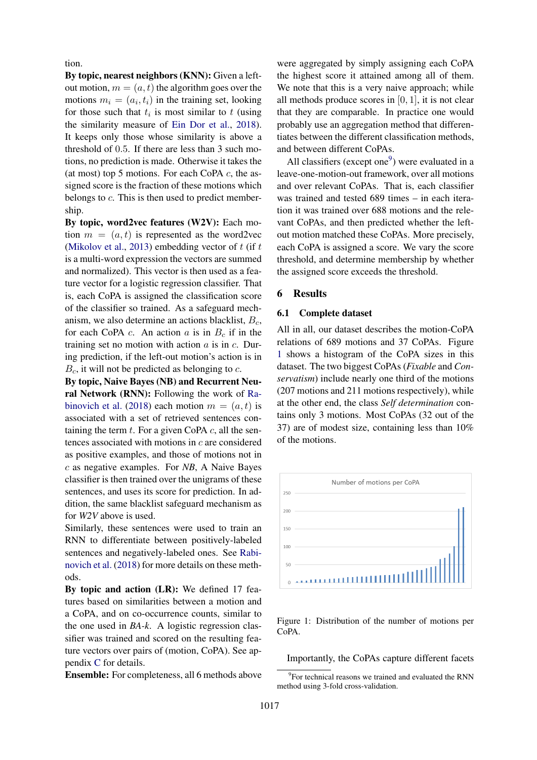tion.

**By topic, nearest neighbors (KNN):** Given a left-out motion, $m = (a, t)$ the algorithm goes over the motions $m_i = (a_i, t_i)$ in the training set, looking for those such that $t_i$ is most similar to $t$ (using the similarity measure of Ein Dor et al., 2018). It keeps only those whose similarity is above a threshold of 0.5. If there are less than 3 such motions, no prediction is made. Otherwise it takes the (at most) top 5 motions. For each CoPA $c$, the assigned score is the fraction of these motions which belongs to $c$. This is then used to predict membership.

**By topic, word2vec features (W2V):** Each motion $m = (a, t)$ is represented as the word2vec (Mikolov et al., 2013) embedding vector of $t$ (if $t$ is a multi-word expression the vectors are summed and normalized). This vector is then used as a feature vector for a logistic regression classifier. That is, each CoPA is assigned the classification score of the classifier so trained. As a safeguard mechanism, we also determine an actions blacklist, $B_c$, for each CoPA $c$. An action $a$ is in $B_c$ if in the training set no motion with action $a$ is in $c$. During prediction, if the left-out motion's action is in $B_c$, it will not be predicted as belonging to $c$.

**By topic, Naive Bayes (NB) and Recurrent Neural Network (RNN):** Following the work of Rabinovich et al. (2018) each motion $m = (a, t)$ is associated with a set of retrieved sentences containing the term $t$. For a given CoPA $c$, all the sentences associated with motions in $c$ are considered as positive examples, and those of motions not in $c$ as negative examples. For *NB*, A Naive Bayes classifier is then trained over the unigrams of these sentences, and uses its score for prediction. In addition, the same blacklist safeguard mechanism as for *W2V* above is used.

Similarly, these sentences were used to train an RNN to differentiate between positively-labeled sentences and negatively-labeled ones. See Rabinovich et al. (2018) for more details on these methods.

**By topic and action (LR):** We defined 17 features based on similarities between a motion and a CoPA, and on co-occurrence counts, similar to the one used in *BA-k*. A logistic regression classifier was trained and scored on the resulting feature vectors over pairs of (motion, CoPA). See appendix C for details.

**Ensemble:** For completeness, all 6 methods above were aggregated by simply assigning each CoPA the highest score it attained among all of them. We note that this is a very naive approach; while all methods produce scores in $[0, 1]$, it is not clear that they are comparable. In practice one would probably use an aggregation method that differentiates between the different classification methods, and between different CoPAs.

All classifiers (except one[9]) were evaluated in a leave-one-motion-out framework, over all motions and over relevant CoPAs. That is, each classifier was trained and tested 689 times – in each iteration it was trained over 688 motions and the relevant CoPAs, and then predicted whether the left-out motion matched these CoPAs. More precisely, each CoPA is assigned a score. We vary the score threshold, and determine membership by whether the assigned score exceeds the threshold.

## 6 Results

### 6.1 Complete dataset

All in all, our dataset describes the motion-CoPA relations of 689 motions and 37 CoPAs. Figure 1 shows a histogram of the CoPA sizes in this dataset. The two biggest CoPAs (*Fixable* and *Conservatism*) include nearly one third of the motions (207 motions and 211 motions respectively), while at the other end, the class *Self determination* contains only 3 motions. Most CoPAs (32 out of the 37) are of modest size, containing less than 10% of the motions.

Figure 1: Distribution of the number of motions per CoPA.

Importantly, the CoPAs capture different facets

[9]For technical reasons we trained and evaluated the RNN method using 3-fold cross-validation.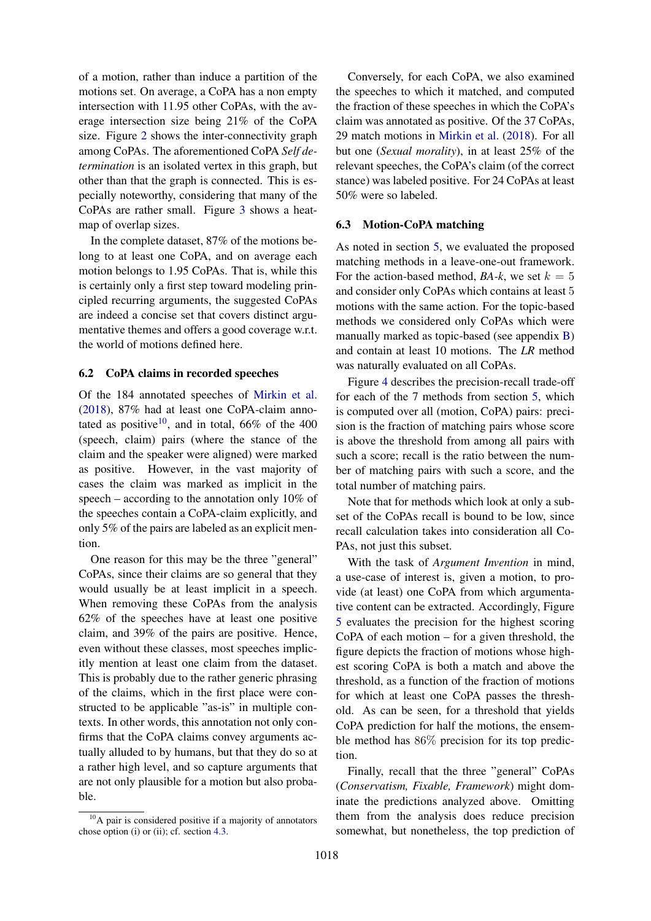of a motion, rather than induce a partition of the motions set. On average, a CoPA has a non empty intersection with 11.95 other CoPAs, with the average intersection size being 21% of the CoPA size. Figure 2 shows the inter-connectivity graph among CoPAs. The aforementioned CoPA *Self determination* is an isolated vertex in this graph, but other than that the graph is connected. This is especially noteworthy, considering that many of the CoPAs are rather small. Figure 3 shows a heatmap of overlap sizes.

In the complete dataset, 87% of the motions belong to at least one CoPA, and on average each motion belongs to 1.95 CoPAs. That is, while this is certainly only a first step toward modeling principled recurring arguments, the suggested CoPAs are indeed a concise set that covers distinct argumentative themes and offers a good coverage w.r.t. the world of motions defined here.

### 6.2 CoPA claims in recorded speeches

Of the 184 annotated speeches of Mirkin et al. (2018), 87% had at least one CoPA-claim annotated as positive[10], and in total, 66% of the 400 (speech, claim) pairs (where the stance of the claim and the speaker were aligned) were marked as positive. However, in the vast majority of cases the claim was marked as implicit in the speech – according to the annotation only 10% of the speeches contain a CoPA-claim explicitly, and only 5% of the pairs are labeled as an explicit mention.

One reason for this may be the three "general" CoPAs, since their claims are so general that they would usually be at least implicit in a speech. When removing these CoPAs from the analysis 62% of the speeches have at least one positive claim, and 39% of the pairs are positive. Hence, even without these classes, most speeches implicitly mention at least one claim from the dataset. This is probably due to the rather generic phrasing of the claims, which in the first place were constructed to be applicable "as-is" in multiple contexts. In other words, this annotation not only confirms that the CoPA claims convey arguments actually alluded to by humans, but that they do so at a rather high level, and so capture arguments that are not only plausible for a motion but also probable.

[10] A pair is considered positive if a majority of annotators chose option (i) or (ii); cf. section 4.3.

Conversely, for each CoPA, we also examined the speeches to which it matched, and computed the fraction of these speeches in which the CoPA's claim was annotated as positive. Of the 37 CoPAs, 29 match motions in Mirkin et al. (2018). For all but one (*Sexual morality*), in at least 25% of the relevant speeches, the CoPA's claim (of the correct stance) was labeled positive. For 24 CoPAs at least 50% were so labeled.

### 6.3 Motion-CoPA matching

As noted in section 5, we evaluated the proposed matching methods in a leave-one-out framework. For the action-based method, *BA-k*, we set $k = 5$ and consider only CoPAs which contains at least 5 motions with the same action. For the topic-based methods we considered only CoPAs which were manually marked as topic-based (see appendix B) and contain at least 10 motions. The *LR* method was naturally evaluated on all CoPAs.

Figure 4 describes the precision-recall trade-off for each of the 7 methods from section 5, which is computed over all (motion, CoPA) pairs: precision is the fraction of matching pairs whose score is above the threshold from among all pairs with such a score; recall is the ratio between the number of matching pairs with such a score, and the total number of matching pairs.

Note that for methods which look at only a subset of the CoPAs recall is bound to be low, since recall calculation takes into consideration all CoPAs, not just this subset.

With the task of *Argument Invention* in mind, a use-case of interest is, given a motion, to provide (at least) one CoPA from which argumentative content can be extracted. Accordingly, Figure 5 evaluates the precision for the highest scoring CoPA of each motion – for a given threshold, the figure depicts the fraction of motions whose highest scoring CoPA is both a match and above the threshold, as a function of the fraction of motions for which at least one CoPA passes the threshold. As can be seen, for a threshold that yields CoPA prediction for half the motions, the ensemble method has 86% precision for its top prediction.

Finally, recall that the three "general" CoPAs (*Conservatism, Fixable, Framework*) might dominate the predictions analyzed above. Omitting them from the analysis does reduce precision somewhat, but nonetheless, the top prediction of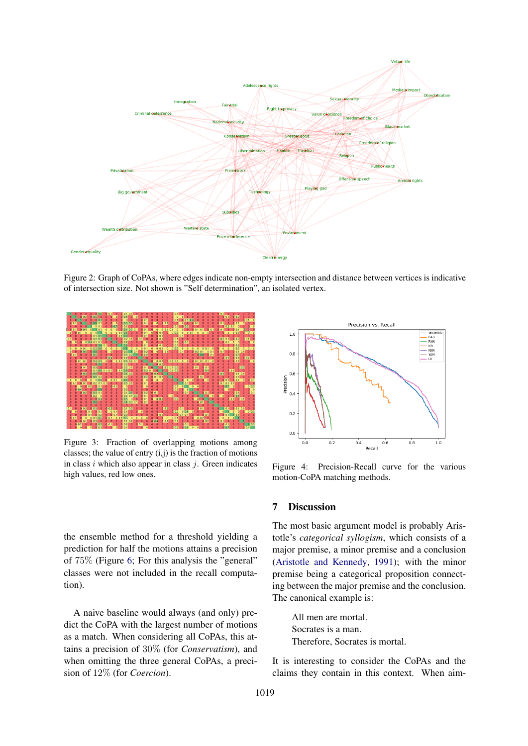Figure 2: Graph of CoPAs, where edges indicate non-empty intersection and distance between vertices is indicative of intersection size. Not shown is "Self determination", an isolated vertex.

Figure 3: Fraction of overlapping motions among classes; the value of entry (i,j) is the fraction of motions in class $i$ which also appear in class $j$. Green indicates high values, red low ones.

Figure 4: Precision-Recall curve for the various motion-CoPA matching methods.

the ensemble method for a threshold yielding a prediction for half the motions attains a precision of 75% (Figure 6; For this analysis the "general" classes were not included in the recall computation).

A naive baseline would always (and only) predict the CoPA with the largest number of motions as a match. When considering all CoPAs, this attains a precision of 30% (for *Conservatism*), and when omitting the three general CoPAs, a precision of 12% (for *Coercion*).

## 7 Discussion

The most basic argument model is probably Aristotle's *categorical syllogism*, which consists of a major premise, a minor premise and a conclusion (Aristotle and Kennedy, 1991); with the minor premise being a categorical proposition connecting between the major premise and the conclusion. The canonical example is:

> All men are mortal.
> Socrates is a man.
> Therefore, Socrates is mortal.

It is interesting to consider the CoPAs and the claims they contain in this context. When aim-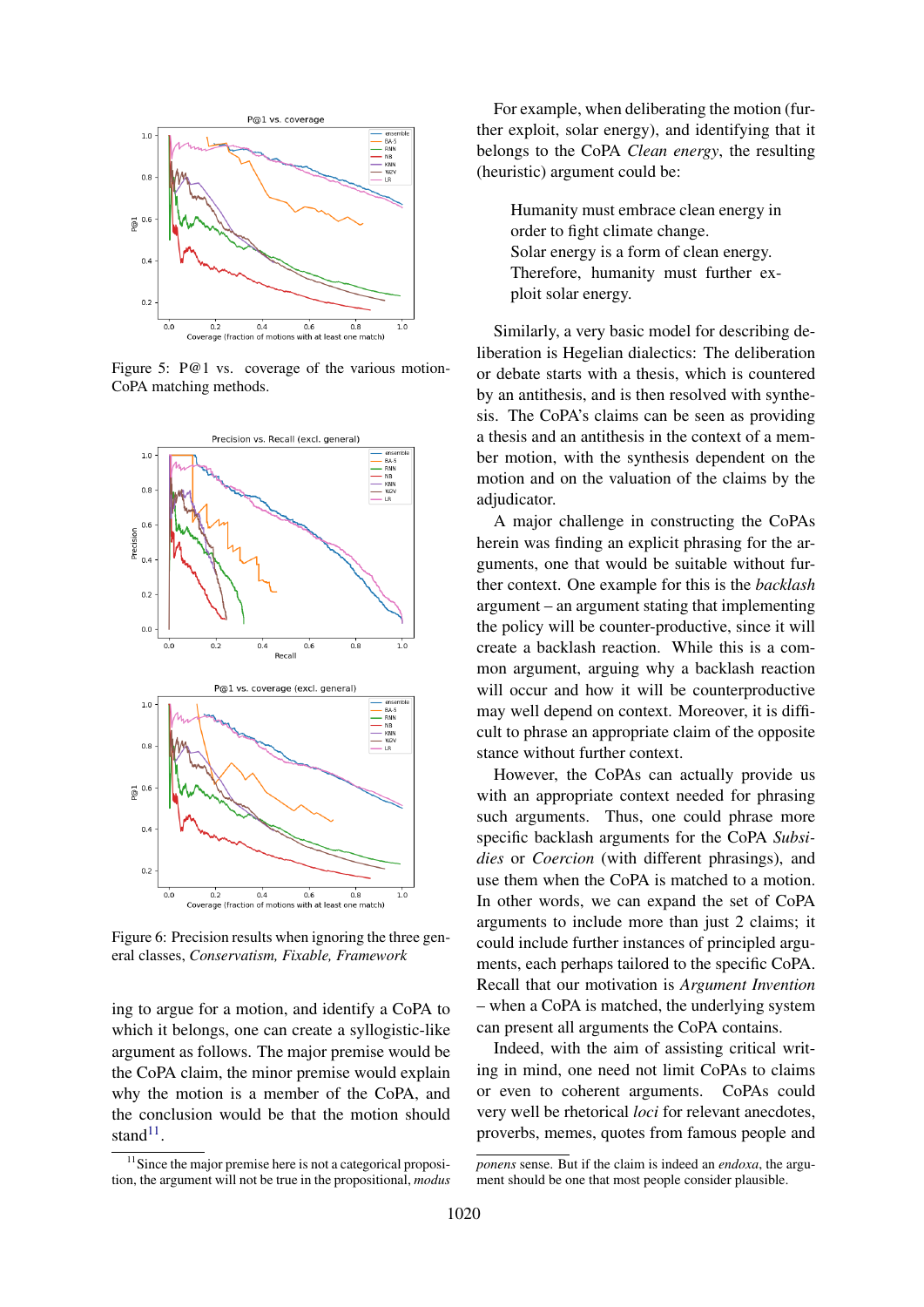Figure 5: P@1 vs. coverage of the various motion-CoPA matching methods.

Figure 6: Precision results when ignoring the three general classes, *Conservatism, Fixable, Framework*

ing to argue for a motion, and identify a CoPA to which it belongs, one can create a syllogistic-like argument as follows. The major premise would be the CoPA claim, the minor premise would explain why the motion is a member of the CoPA, and the conclusion would be that the motion should stand[11].

For example, when deliberating the motion (further exploit, solar energy), and identifying that it belongs to the CoPA *Clean energy*, the resulting (heuristic) argument could be:

> Humanity must embrace clean energy in order to fight climate change.
> Solar energy is a form of clean energy.
> Therefore, humanity must further exploit solar energy.

Similarly, a very basic model for describing deliberation is Hegelian dialectics: The deliberation or debate starts with a thesis, which is countered by an antithesis, and is then resolved with synthesis. The CoPA's claims can be seen as providing a thesis and an antithesis in the context of a member motion, with the synthesis dependent on the motion and on the valuation of the claims by the adjudicator.

A major challenge in constructing the CoPAs herein was finding an explicit phrasing for the arguments, one that would be suitable without further context. One example for this is the *backlash* argument – an argument stating that implementing the policy will be counter-productive, since it will create a backlash reaction. While this is a common argument, arguing why a backlash reaction will occur and how it will be counterproductive may well depend on context. Moreover, it is difficult to phrase an appropriate claim of the opposite stance without further context.

However, the CoPAs can actually provide us with an appropriate context needed for phrasing such arguments. Thus, one could phrase more specific backlash arguments for the CoPA *Subsidies* or *Coercion* (with different phrasings), and use them when the CoPA is matched to a motion. In other words, we can expand the set of CoPA arguments to include more than just 2 claims; it could include further instances of principled arguments, each perhaps tailored to the specific CoPA. Recall that our motivation is *Argument Invention* – when a CoPA is matched, the underlying system can present all arguments the CoPA contains.

Indeed, with the aim of assisting critical writing in mind, one need not limit CoPAs to claims or even to coherent arguments. CoPAs could very well be rhetorical *loci* for relevant anecdotes, proverbs, memes, quotes from famous people and

[11] Since the major premise here is not a categorical proposition, the argument will not be true in the propositional, *modus ponens* sense. But if the claim is indeed an *endoxa*, the argument should be one that most people consider plausible.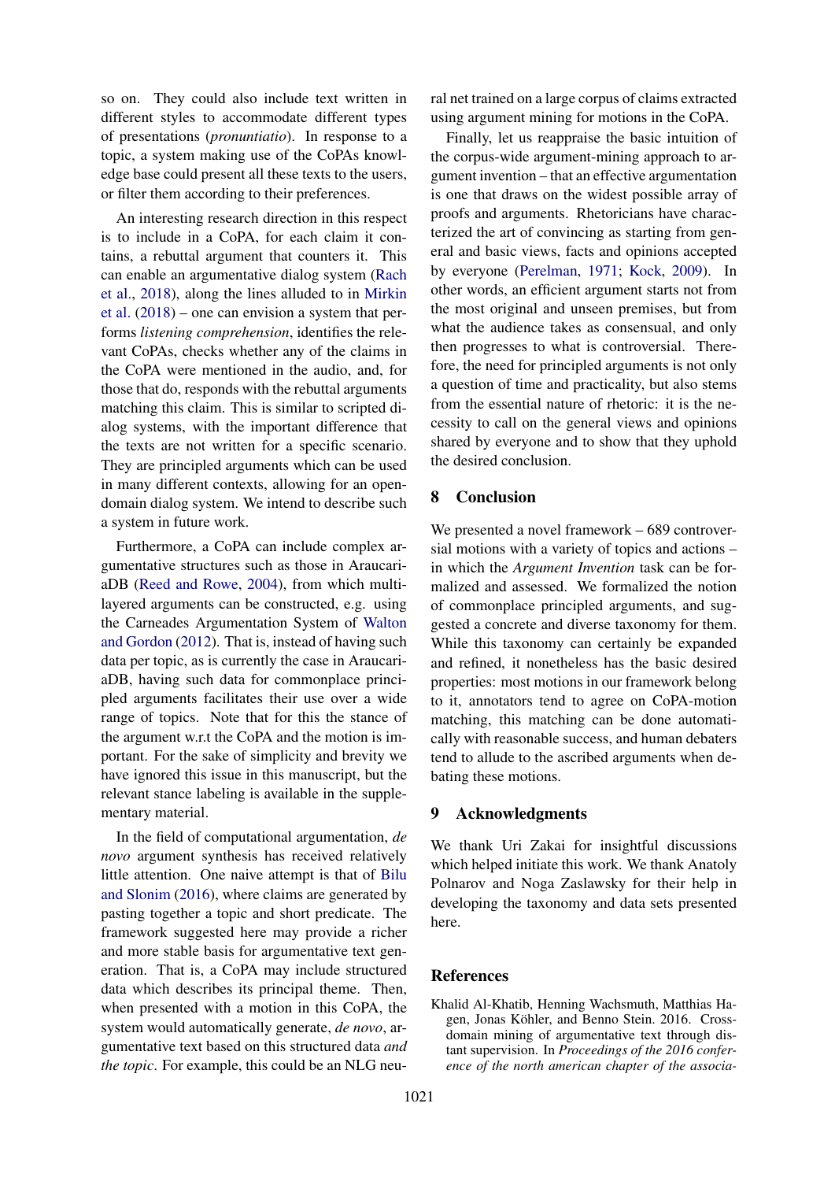so on. They could also include text written in different styles to accommodate different types of presentations (*pronuntiatio*). In response to a topic, a system making use of the CoPAs knowledge base could present all these texts to the users, or filter them according to their preferences.

An interesting research direction in this respect is to include in a CoPA, for each claim it contains, a rebuttal argument that counters it. This can enable an argumentative dialog system (Rach et al., 2018), along the lines alluded to in Mirkin et al. (2018) – one can envision a system that performs *listening comprehension*, identifies the relevant CoPAs, checks whether any of the claims in the CoPA were mentioned in the audio, and, for those that do, responds with the rebuttal arguments matching this claim. This is similar to scripted dialog systems, with the important difference that the texts are not written for a specific scenario. They are principled arguments which can be used in many different contexts, allowing for an open-domain dialog system. We intend to describe such a system in future work.

Furthermore, a CoPA can include complex argumentative structures such as those in AraucariaDB (Reed and Rowe, 2004), from which multi-layered arguments can be constructed, e.g. using the Carneades Argumentation System of Walton and Gordon (2012). That is, instead of having such data per topic, as is currently the case in AraucariaDB, having such data for commonplace principled arguments facilitates their use over a wide range of topics. Note that for this the stance of the argument w.r.t the CoPA and the motion is important. For the sake of simplicity and brevity we have ignored this issue in this manuscript, but the relevant stance labeling is available in the supplementary material.

In the field of computational argumentation, *de novo* argument synthesis has received relatively little attention. One naive attempt is that of Bilu and Slonim (2016), where claims are generated by pasting together a topic and short predicate. The framework suggested here may provide a richer and more stable basis for argumentative text generation. That is, a CoPA may include structured data which describes its principal theme. Then, when presented with a motion in this CoPA, the system would automatically generate, *de novo*, argumentative text based on this structured data *and the topic*. For example, this could be an NLG neural net trained on a large corpus of claims extracted using argument mining for motions in the CoPA.

Finally, let us reappraise the basic intuition of the corpus-wide argument-mining approach to argument invention – that an effective argumentation is one that draws on the widest possible array of proofs and arguments. Rhetoricians have characterized the art of convincing as starting from general and basic views, facts and opinions accepted by everyone (Perelman, 1971; Kock, 2009). In other words, an efficient argument starts not from the most original and unseen premises, but from what the audience takes as consensual, and only then progresses to what is controversial. Therefore, the need for principled arguments is not only a question of time and practicality, but also stems from the essential nature of rhetoric: it is the necessity to call on the general views and opinions shared by everyone and to show that they uphold the desired conclusion.

## 8 Conclusion

We presented a novel framework – 689 controversial motions with a variety of topics and actions – in which the *Argument Invention* task can be formalized and assessed. We formalized the notion of commonplace principled arguments, and suggested a concrete and diverse taxonomy for them. While this taxonomy can certainly be expanded and refined, it nonetheless has the basic desired properties: most motions in our framework belong to it, annotators tend to agree on CoPA-motion matching, this matching can be done automatically with reasonable success, and human debaters tend to allude to the ascribed arguments when debating these motions.

## 9 Acknowledgments

We thank Uri Zakai for insightful discussions which helped initiate this work. We thank Anatoly Polnarov and Noga Zaslawsky for their help in developing the taxonomy and data sets presented here.

## References

Khalid Al-Khatib, Henning Wachsmuth, Matthias Hagen, Jonas Köhler, and Benno Stein. 2016. Cross-domain mining of argumentative text through distant supervision. In *Proceedings of the 2016 conference of the north american chapter of the associa-*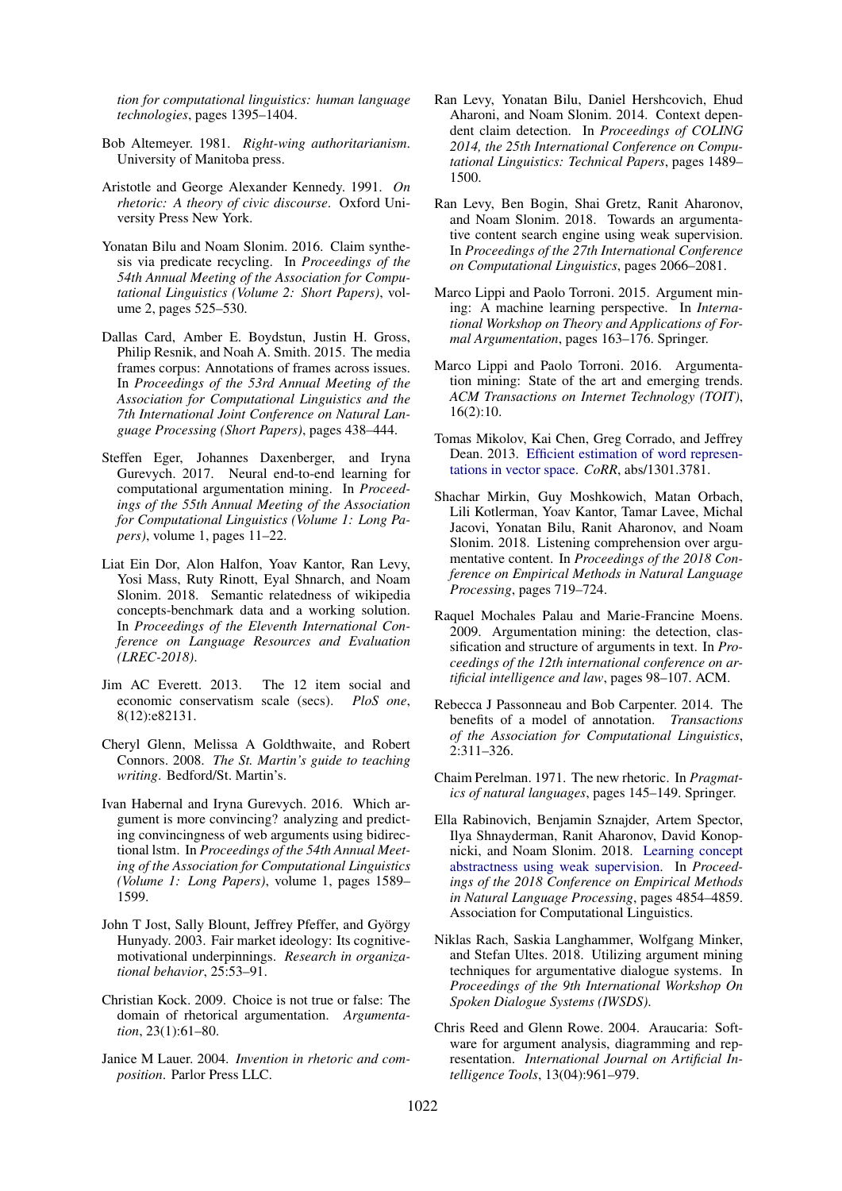*tion for computational linguistics: human language technologies*, pages 1395–1404.

Bob Altemeyer. 1981. *Right-wing authoritarianism*. University of Manitoba press.

Aristotle and George Alexander Kennedy. 1991. *On rhetoric: A theory of civic discourse*. Oxford University Press New York.

Yonatan Bilu and Noam Slonim. 2016. Claim synthesis via predicate recycling. In *Proceedings of the 54th Annual Meeting of the Association for Computational Linguistics (Volume 2: Short Papers)*, volume 2, pages 525–530.

Dallas Card, Amber E. Boydstun, Justin H. Gross, Philip Resnik, and Noah A. Smith. 2015. The media frames corpus: Annotations of frames across issues. In *Proceedings of the 53rd Annual Meeting of the Association for Computational Linguistics and the 7th International Joint Conference on Natural Language Processing (Short Papers)*, pages 438–444.

Steffen Eger, Johannes Daxenberger, and Iryna Gurevych. 2017. Neural end-to-end learning for computational argumentation mining. In *Proceedings of the 55th Annual Meeting of the Association for Computational Linguistics (Volume 1: Long Papers)*, volume 1, pages 11–22.

Liat Ein Dor, Alon Halfon, Yoav Kantor, Ran Levy, Yosi Mass, Ruty Rinott, Eyal Shnarch, and Noam Slonim. 2018. Semantic relatedness of wikipedia concepts-benchmark data and a working solution. In *Proceedings of the Eleventh International Conference on Language Resources and Evaluation (LREC-2018)*.

Jim AC Everett. 2013. The 12 item social and economic conservatism scale (secs). *PloS one*, 8(12):e82131.

Cheryl Glenn, Melissa A Goldthwaite, and Robert Connors. 2008. *The St. Martin's guide to teaching writing*. Bedford/St. Martin's.

Ivan Habernal and Iryna Gurevych. 2016. Which argument is more convincing? analyzing and predicting convincingness of web arguments using bidirectional lstm. In *Proceedings of the 54th Annual Meeting of the Association for Computational Linguistics (Volume 1: Long Papers)*, volume 1, pages 1589–1599.

John T Jost, Sally Blount, Jeffrey Pfeffer, and György Hunyady. 2003. Fair market ideology: Its cognitive-motivational underpinnings. *Research in organizational behavior*, 25:53–91.

Christian Kock. 2009. Choice is not true or false: The domain of rhetorical argumentation. *Argumentation*, 23(1):61–80.

Janice M Lauer. 2004. *Invention in rhetoric and composition*. Parlor Press LLC.

Ran Levy, Yonatan Bilu, Daniel Hershcovich, Ehud Aharoni, and Noam Slonim. 2014. Context dependent claim detection. In *Proceedings of COLING 2014, the 25th International Conference on Computational Linguistics: Technical Papers*, pages 1489–1500.

Ran Levy, Ben Bogin, Shai Gretz, Ranit Aharonov, and Noam Slonim. 2018. Towards an argumentative content search engine using weak supervision. In *Proceedings of the 27th International Conference on Computational Linguistics*, pages 2066–2081.

Marco Lippi and Paolo Torroni. 2015. Argument mining: A machine learning perspective. In *International Workshop on Theory and Applications of Formal Argumentation*, pages 163–176. Springer.

Marco Lippi and Paolo Torroni. 2016. Argumentation mining: State of the art and emerging trends. *ACM Transactions on Internet Technology (TOIT)*, 16(2):10.

Tomas Mikolov, Kai Chen, Greg Corrado, and Jeffrey Dean. 2013. Efficient estimation of word representations in vector space. *CoRR*, abs/1301.3781.

Shachar Mirkin, Guy Moshkowich, Matan Orbach, Lili Kotlerman, Yoav Kantor, Tamar Lavee, Michal Jacovi, Yonatan Bilu, Ranit Aharonov, and Noam Slonim. 2018. Listening comprehension over argumentative content. In *Proceedings of the 2018 Conference on Empirical Methods in Natural Language Processing*, pages 719–724.

Raquel Mochales Palau and Marie-Francine Moens. 2009. Argumentation mining: the detection, classification and structure of arguments in text. In *Proceedings of the 12th international conference on artificial intelligence and law*, pages 98–107. ACM.

Rebecca J Passonneau and Bob Carpenter. 2014. The benefits of a model of annotation. *Transactions of the Association for Computational Linguistics*, 2:311–326.

Chaim Perelman. 1971. The new rhetoric. In *Pragmatics of natural languages*, pages 145–149. Springer.

Ella Rabinovich, Benjamin Sznajder, Artem Spector, Ilya Shnayderman, Ranit Aharonov, David Konopnicki, and Noam Slonim. 2018. Learning concept abstractness using weak supervision. In *Proceedings of the 2018 Conference on Empirical Methods in Natural Language Processing*, pages 4854–4859. Association for Computational Linguistics.

Niklas Rach, Saskia Langhammer, Wolfgang Minker, and Stefan Ultes. 2018. Utilizing argument mining techniques for argumentative dialogue systems. In *Proceedings of the 9th International Workshop On Spoken Dialogue Systems (IWSDS)*.

Chris Reed and Glenn Rowe. 2004. Araucaria: Software for argument analysis, diagramming and representation. *International Journal on Artificial Intelligence Tools*, 13(04):961–979.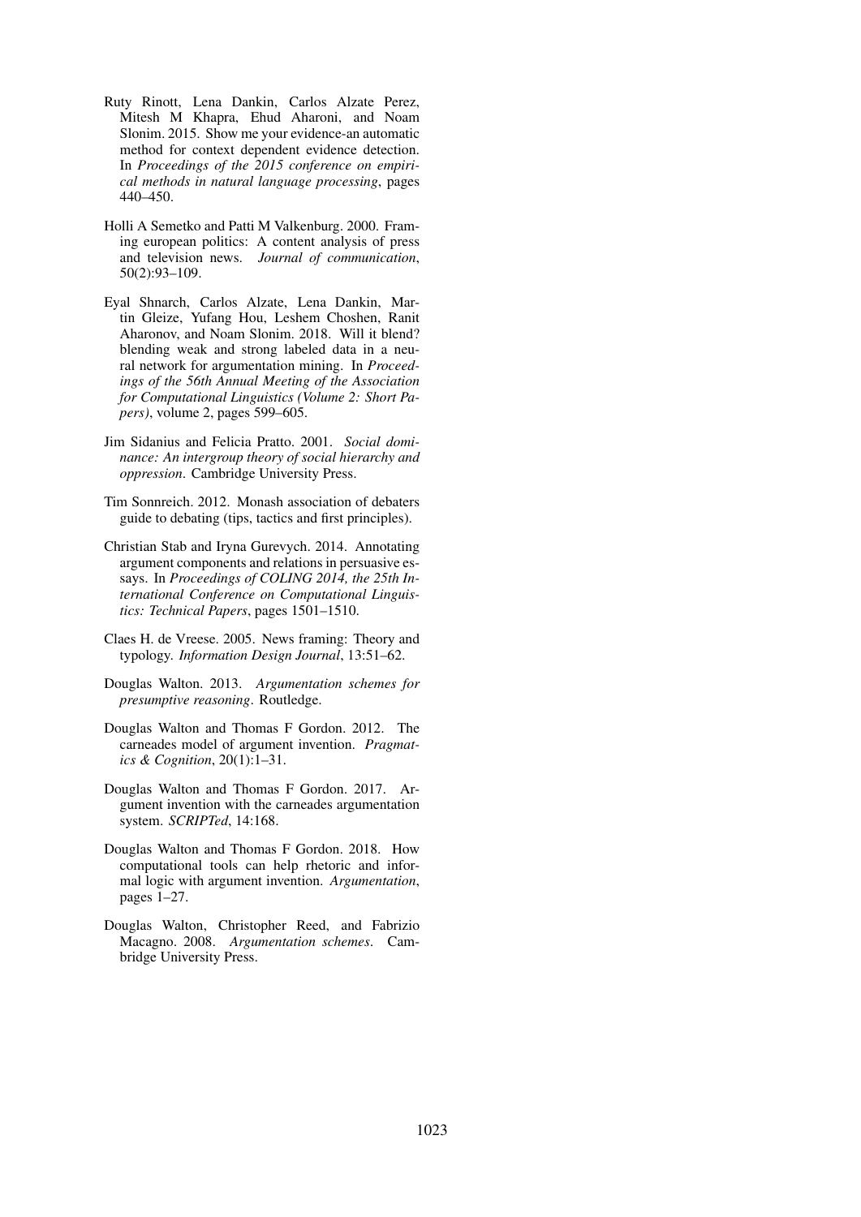Ruty Rinott, Lena Dankin, Carlos Alzate Perez, Mitesh M Khapra, Ehud Aharoni, and Noam Slonim. 2015. Show me your evidence-an automatic method for context dependent evidence detection. In *Proceedings of the 2015 conference on empirical methods in natural language processing*, pages 440–450.

Holli A Semetko and Patti M Valkenburg. 2000. Framing european politics: A content analysis of press and television news. *Journal of communication*, 50(2):93–109.

Eyal Shnarch, Carlos Alzate, Lena Dankin, Martin Gleize, Yufang Hou, Leshem Choshen, Ranit Aharonov, and Noam Slonim. 2018. Will it blend? blending weak and strong labeled data in a neural network for argumentation mining. In *Proceedings of the 56th Annual Meeting of the Association for Computational Linguistics (Volume 2: Short Papers)*, volume 2, pages 599–605.

Jim Sidanius and Felicia Pratto. 2001. *Social dominance: An intergroup theory of social hierarchy and oppression*. Cambridge University Press.

Tim Sonnreich. 2012. Monash association of debaters guide to debating (tips, tactics and first principles).

Christian Stab and Iryna Gurevych. 2014. Annotating argument components and relations in persuasive essays. In *Proceedings of COLING 2014, the 25th International Conference on Computational Linguistics: Technical Papers*, pages 1501–1510.

Claes H. de Vreese. 2005. News framing: Theory and typology. *Information Design Journal*, 13:51–62.

Douglas Walton. 2013. *Argumentation schemes for presumptive reasoning*. Routledge.

Douglas Walton and Thomas F Gordon. 2012. The carneades model of argument invention. *Pragmatics & Cognition*, 20(1):1–31.

Douglas Walton and Thomas F Gordon. 2017. Argument invention with the carneades argumentation system. *SCRIPTed*, 14:168.

Douglas Walton and Thomas F Gordon. 2018. How computational tools can help rhetoric and informal logic with argument invention. *Argumentation*, pages 1–27.

Douglas Walton, Christopher Reed, and Fabrizio Macagno. 2008. *Argumentation schemes*. Cambridge University Press.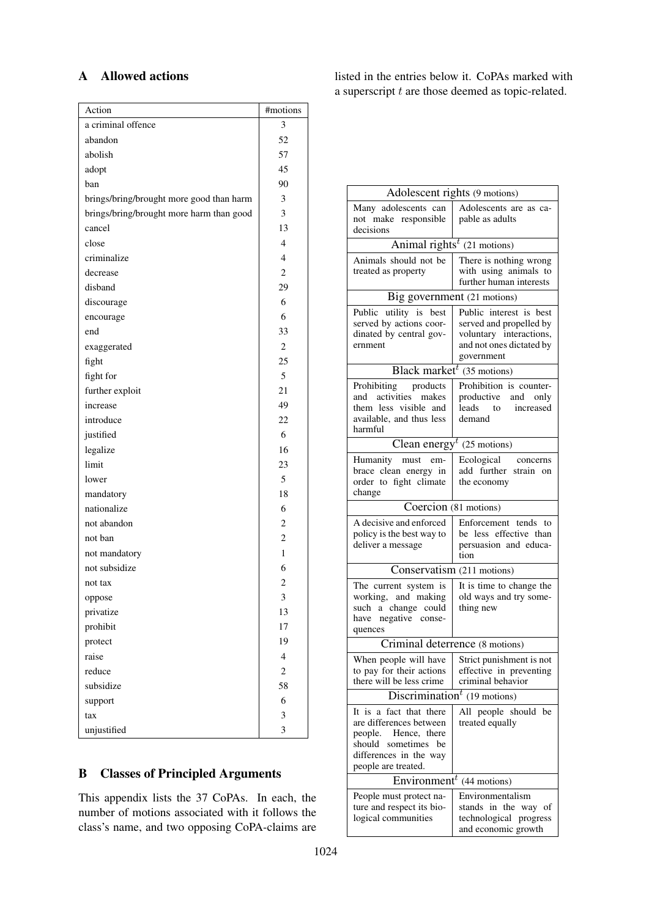## A Allowed actions

| Action | #motions |
|---|---|
| a criminal offence | 3 |
| abandon | 52 |
| abolish | 57 |
| adopt | 45 |
| ban | 90 |
| brings/bring/brought more good than harm | 3 |
| brings/bring/brought more harm than good | 3 |
| cancel | 13 |
| close | 4 |
| criminalize | 4 |
| decrease | 2 |
| disband | 29 |
| discourage | 6 |
| encourage | 6 |
| end | 33 |
| exaggerated | 2 |
| fight | 25 |
| fight for | 5 |
| further exploit | 21 |
| increase | 49 |
| introduce | 22 |
| justified | 6 |
| legalize | 16 |
| limit | 23 |
| lower | 5 |
| mandatory | 18 |
| nationalize | 6 |
| not abandon | 2 |
| not ban | 2 |
| not mandatory | 1 |
| not subsidize | 6 |
| not tax | 2 |
| oppose | 3 |
| privatize | 13 |
| prohibit | 17 |
| protect | 19 |
| raise | 4 |
| reduce | 2 |
| subsidize | 58 |
| support | 6 |
| tax | 3 |
| unjustified | 3 |

## B Classes of Principled Arguments

This appendix lists the 37 CoPAs. In each, the number of motions associated with it follows the class's name, and two opposing CoPA-claims are listed in the entries below it. CoPAs marked with a superscript $t$ are those deemed as topic-related.

| Adolescent rights (9 motions) | |
|---|---|
| Many adolescents can not make responsible decisions | Adolescents are as capable as adults |
| Animal rights$^t$ (21 motions) | |
| Animals should not be treated as property | There is nothing wrong with using animals to further human interests |
| Big government (21 motions) | |
| Public utility is best served by actions coordinated by central government | Public interest is best served and propelled by voluntary interactions, and not ones dictated by government |
| Black market$^t$ (35 motions) | |
| Prohibiting products and activities makes them less visible and available, and thus less harmful | Prohibition is counterproductive and only leads to increased demand |
| Clean energy$^t$ (25 motions) | |
| Humanity must embrace clean energy in order to fight climate change | Ecological concerns add further strain on the economy |
| Coercion (81 motions) | |
| A decisive and enforced policy is the best way to deliver a message | Enforcement tends to be less effective than persuasion and education |
| Conservatism (211 motions) | |
| The current system is working, and making such a change could have negative consequences | It is time to change the old ways and try something new |
| Criminal deterrence (8 motions) | |
| When people will have to pay for their actions there will be less crime | Strict punishment is not effective in preventing criminal behavior |
| Discrimination$^t$ (19 motions) | |
| It is a fact that there are differences between people. Hence, there should sometimes be differences in the way people are treated. | All people should be treated equally |
| Environment$^t$ (44 motions) | |
| People must protect nature and respect its biological communities | Environmentalism stands in the way of technological progress and economic growth |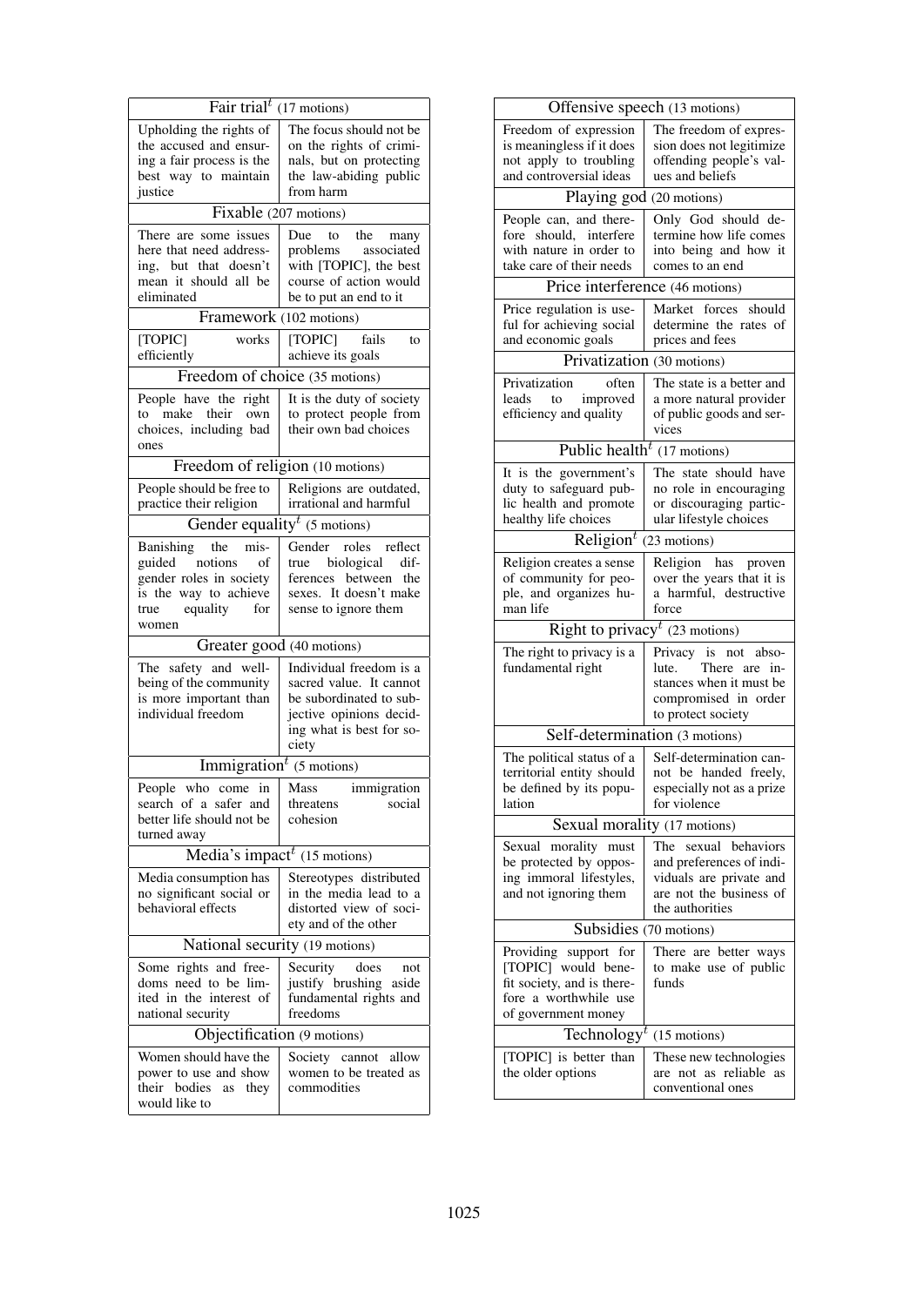| Fair trial$^t$ (17 motions) | |
|---|---|
| Upholding the rights of the accused and ensuring a fair process is the best way to maintain justice | The focus should not be on the rights of criminals, but on protecting the law-abiding public from harm |
| **Fixable (207 motions)** | |
| There are some issues here that need addressing, but that doesn't mean it should all be eliminated | Due to the many problems associated with [TOPIC], the best course of action would be to put an end to it |
| **Framework (102 motions)** | |
| [TOPIC] works efficiently | [TOPIC] fails to achieve its goals |
| **Freedom of choice (35 motions)** | |
| People have the right to make their own choices, including bad ones | It is the duty of society to protect people from their own bad choices |
| **Freedom of religion (10 motions)** | |
| People should be free to practice their religion | Religions are outdated, irrational and harmful |
| **Gender equality$^t$ (5 motions)** | |
| Banishing the misguided notions of gender roles in society is the way to achieve true equality for women | Gender roles reflect true biological differences between the sexes. It doesn't make sense to ignore them |
| **Greater good (40 motions)** | |
| The safety and well-being of the community is more important than individual freedom | Individual freedom is a sacred value. It cannot be subordinated to subjective opinions deciding what is best for society |
| **Immigration$^t$ (5 motions)** | |
| People who come in search of a safer and better life should not be turned away | Mass immigration threatens social cohesion |
| **Media's impact$^t$ (15 motions)** | |
| Media consumption has no significant social or behavioral effects | Stereotypes distributed in the media lead to a distorted view of society and of the other |
| **National security (19 motions)** | |
| Some rights and freedoms need to be limited in the interest of national security | Security does not justify brushing aside fundamental rights and freedoms |
| **Objectification (9 motions)** | |
| Women should have the power to use and show their bodies as they would like to | Society cannot allow women to be treated as commodities |

| Offensive speech (13 motions) | |
|---|---|
| Freedom of expression is meaningless if it does not apply to troubling and controversial ideas | The freedom of expression does not legitimize offending people's values and beliefs |
| **Playing god (20 motions)** | |
| People can, and therefore should, interfere with nature in order to take care of their needs | Only God should determine how life comes into being and how it comes to an end |
| **Price interference (46 motions)** | |
| Price regulation is useful for achieving social and economic goals | Market forces should determine the rates of prices and fees |
| **Privatization (30 motions)** | |
| Privatization often leads to improved efficiency and quality | The state is a better and a more natural provider of public goods and services |
| **Public health$^t$ (17 motions)** | |
| It is the government's duty to safeguard public health and promote healthy life choices | The state should have no role in encouraging or discouraging particular lifestyle choices |
| **Religion$^t$ (23 motions)** | |
| Religion creates a sense of community for people, and organizes human life | Religion has proven over the years that it is a harmful, destructive force |
| **Right to privacy$^t$ (23 motions)** | |
| The right to privacy is a fundamental right | Privacy is not absolute. There are instances when it must be compromised in order to protect society |
| **Self-determination (3 motions)** | |
| The political status of a territorial entity should be defined by its population | Self-determination cannot be handed freely, especially not as a prize for violence |
| **Sexual morality (17 motions)** | |
| Sexual morality must be protected by opposing immoral lifestyles, and not ignoring them | The sexual behaviors and preferences of individuals are private and are not the business of the authorities |
| **Subsidies (70 motions)** | |
| Providing support for [TOPIC] would benefit society, and is therefore a worthwhile use of government money | There are better ways to make use of public funds |
| **Technology$^t$ (15 motions)** | |
| [TOPIC] is better than the older options | These new technologies are not as reliable as conventional ones |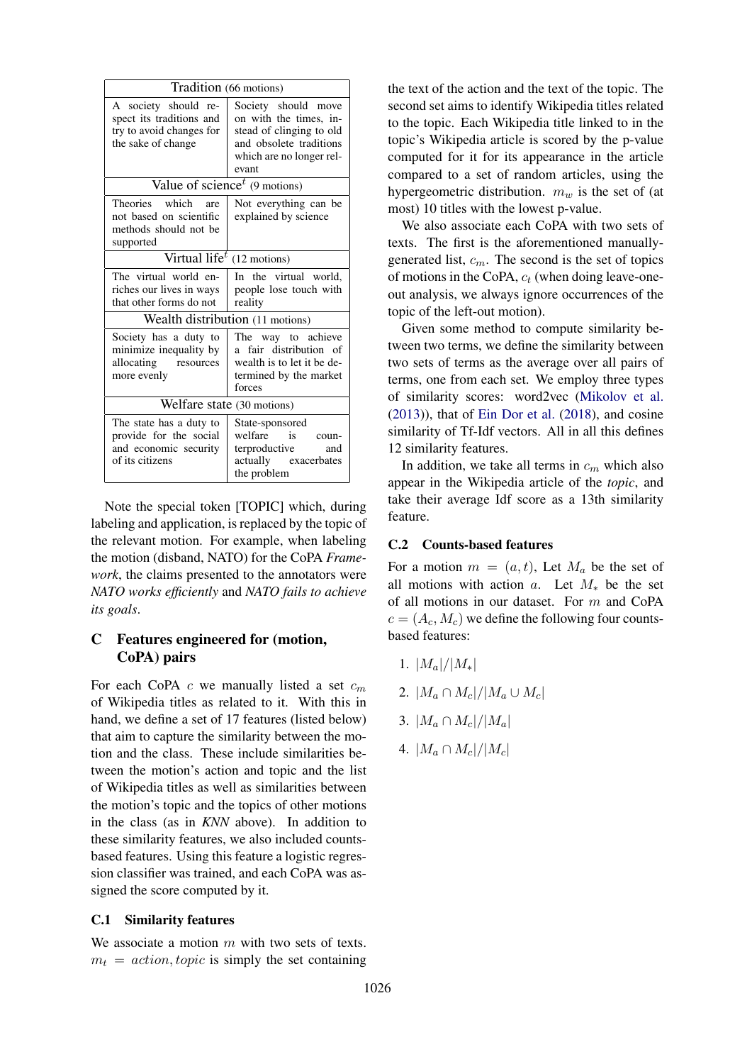| Tradition (66 motions) | |
|---|---|
| A society should respect its traditions and try to avoid changes for the sake of change | Society should move on with the times, instead of clinging to old and obsolete traditions which are no longer relevant |
| Value of science$^t$ (9 motions) | |
| Theories which are not based on scientific methods should not be supported | Not everything can be explained by science |
| Virtual life$^t$ (12 motions) | |
| The virtual world enriches our lives in ways that other forms do not | In the virtual world, people lose touch with reality |
| Wealth distribution (11 motions) | |
| Society has a duty to minimize inequality by allocating resources more evenly | The way to achieve a fair distribution of wealth is to let it be determined by the market forces |
| Welfare state (30 motions) | |
| The state has a duty to provide for the social and economic security of its citizens | State-sponsored welfare is counterproductive and actually exacerbates the problem |

Note the special token [TOPIC] which, during labeling and application, is replaced by the topic of the relevant motion. For example, when labeling the motion (disband, NATO) for the CoPA *Framework*, the claims presented to the annotators were *NATO works efficiently* and *NATO fails to achieve its goals*.

## C Features engineered for (motion, CoPA) pairs

For each CoPA $c$ we manually listed a set $c_m$ of Wikipedia titles as related to it. With this in hand, we define a set of 17 features (listed below) that aim to capture the similarity between the motion and the class. These include similarities between the motion's action and topic and the list of Wikipedia titles as well as similarities between the motion's topic and the topics of other motions in the class (as in *KNN* above). In addition to these similarity features, we also included counts-based features. Using this feature a logistic regression classifier was trained, and each CoPA was assigned the score computed by it.

### C.1 Similarity features

We associate a motion $m$ with two sets of texts. $m_t = action, topic$ is simply the set containing the text of the action and the text of the topic. The second set aims to identify Wikipedia titles related to the topic. Each Wikipedia title linked to in the topic's Wikipedia article is scored by the p-value computed for it for its appearance in the article compared to a set of random articles, using the hypergeometric distribution. $m_w$ is the set of (at most) 10 titles with the lowest p-value.

We also associate each CoPA with two sets of texts. The first is the aforementioned manually-generated list, $c_m$. The second is the set of topics of motions in the CoPA, $c_t$ (when doing leave-one-out analysis, we always ignore occurrences of the topic of the left-out motion).

Given some method to compute similarity between two terms, we define the similarity between two sets of terms as the average over all pairs of terms, one from each set. We employ three types of similarity scores: word2vec (Mikolov et al. (2013)), that of Ein Dor et al. (2018), and cosine similarity of Tf-Idf vectors. All in all this defines 12 similarity features.

In addition, we take all terms in $c_m$ which also appear in the Wikipedia article of the *topic*, and take their average Idf score as a 13th similarity feature.

### C.2 Counts-based features

For a motion $m = (a, t)$, Let $M_a$ be the set of all motions with action $a$. Let $M_*$ be the set of all motions in our dataset. For $m$ and CoPA $c = (A_c, M_c)$ we define the following four counts-based features:

1. $|M_a|/|M_*|$
2. $|M_a \cap M_c|/|M_a \cup M_c|$
3. $|M_a \cap M_c|/|M_a|$
4. $|M_a \cap M_c|/|M_c|$